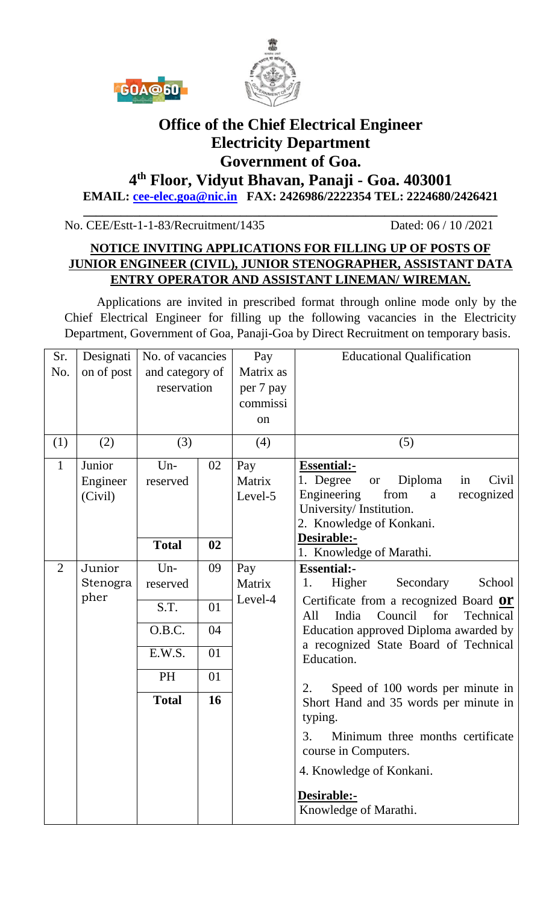# Office of the Chief Electrical Engineer
## Electricity Department
## Government of Goa.
## 4th Floor, Vidyut Bhavan, Panaji - Goa. 403001

**EMAIL: cee-elec.goa@nic.in FAX: 2426986/2222354 TEL: 2224680/2426421**

No. CEE/Estt-1-1-83/Recruitment/1435 Dated: 06 / 10 /2021

**NOTICE INVITING APPLICATIONS FOR FILLING UP OF POSTS OF JUNIOR ENGINEER (CIVIL), JUNIOR STENOGRAPHER, ASSISTANT DATA ENTRY OPERATOR AND ASSISTANT LINEMAN/ WIREMAN.**

Applications are invited in prescribed format through online mode only by the Chief Electrical Engineer for filling up the following vacancies in the Electricity Department, Government of Goa, Panaji-Goa by Direct Recruitment on temporary basis.

| Sr. No. | Designation of post | No. of vacancies and category of reservation | | Pay Matrix as per 7 pay commission | Educational Qualification |
|---|---|---|---|---|---|
| (1) | (2) | (3) | | (4) | (5) |
| 1 | Junior Engineer (Civil) | Un-reserved | 02 | Pay Matrix Level-5 | **Essential:-**<br>1. Degree or Diploma in Civil Engineering from a recognized University/ Institution.<br>2. Knowledge of Konkani.<br>**Desirable:-**<br>1. Knowledge of Marathi. |
| | | **Total** | **02** | | |
| 2 | Junior Stenographer | Un-reserved | 09 | Pay Matrix Level-4 | **Essential:-**<br>1. Higher Secondary School Certificate from a recognized Board **or** All India Council for Technical Education approved Diploma awarded by a recognized State Board of Technical Education.<br>2. Speed of 100 words per minute in Short Hand and 35 words per minute in typing.<br>3. Minimum three months certificate course in Computers.<br>4. Knowledge of Konkani.<br>**Desirable:-**<br>Knowledge of Marathi. |
| | | S.T. | 01 | | |
| | | O.B.C. | 04 | | |
| | | E.W.S. | 01 | | |
| | | PH | 01 | | |
| | | **Total** | **16** | | |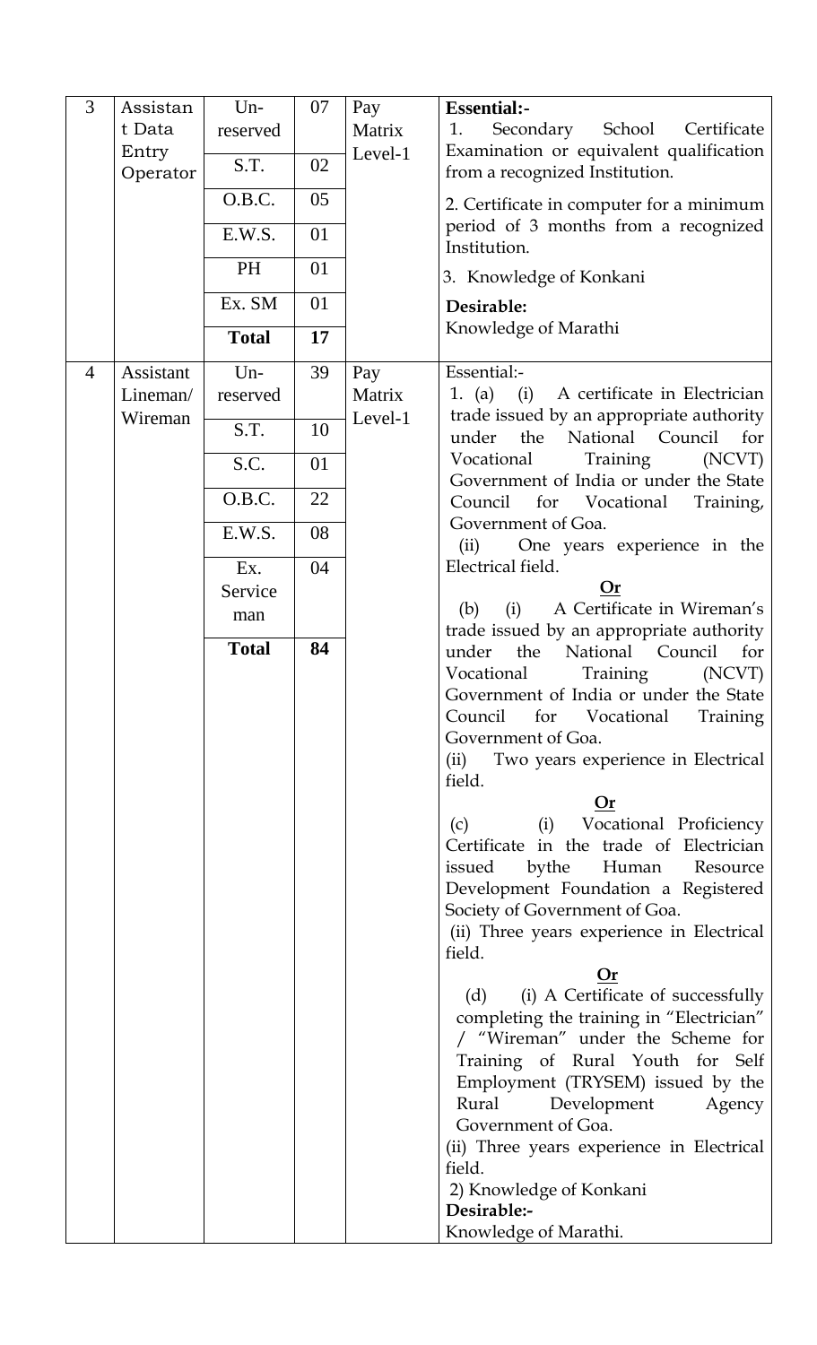| | | | | | |
|---|---|---|---|---|---|
| 3 | Assistant Data Entry Operator | Un-reserved | 07 | Pay Matrix Level-1 | **Essential:-**<br>1. Secondary School Certificate Examination or equivalent qualification from a recognized Institution.<br>2. Certificate in computer for a minimum period of 3 months from a recognized Institution.<br>3. Knowledge of Konkani<br>**Desirable:**<br>Knowledge of Marathi |
| | | S.T. | 02 | | |
| | | O.B.C. | 05 | | |
| | | E.W.S. | 01 | | |
| | | PH | 01 | | |
| | | Ex. SM | 01 | | |
| | | **Total** | **17** | | |
| 4 | Assistant Lineman/ Wireman | Un-reserved | 39 | Pay Matrix Level-1 | Essential:-<br>1. (a) (i) A certificate in Electrician trade issued by an appropriate authority under the National Council for Vocational Training (NCVT) Government of India or under the State Council for Vocational Training, Government of Goa.<br>(ii) One years experience in the Electrical field.<br>**<u>Or</u>**<br>(b) (i) A Certificate in Wireman's trade issued by an appropriate authority under the National Council for Vocational Training (NCVT) Government of India or under the State Council for Vocational Training Government of Goa.<br>(ii) Two years experience in Electrical field.<br>**<u>Or</u>**<br>(c) (i) Vocational Proficiency Certificate in the trade of Electrician issued bythe Human Resource Development Foundation a Registered Society of Government of Goa.<br>(ii) Three years experience in Electrical field.<br>**<u>Or</u>**<br>(d) (i) A Certificate of successfully completing the training in "Electrician" / "Wireman" under the Scheme for Training of Rural Youth for Self Employment (TRYSEM) issued by the Rural Development Agency Government of Goa.<br>(ii) Three years experience in Electrical field.<br>2) Knowledge of Konkani<br>**Desirable:-**<br>Knowledge of Marathi. |
| | | S.T. | 10 | | |
| | | S.C. | 01 | | |
| | | O.B.C. | 22 | | |
| | | E.W.S. | 08 | | |
| | | Ex. Service man | 04 | | |
| | | **Total** | **84** | | |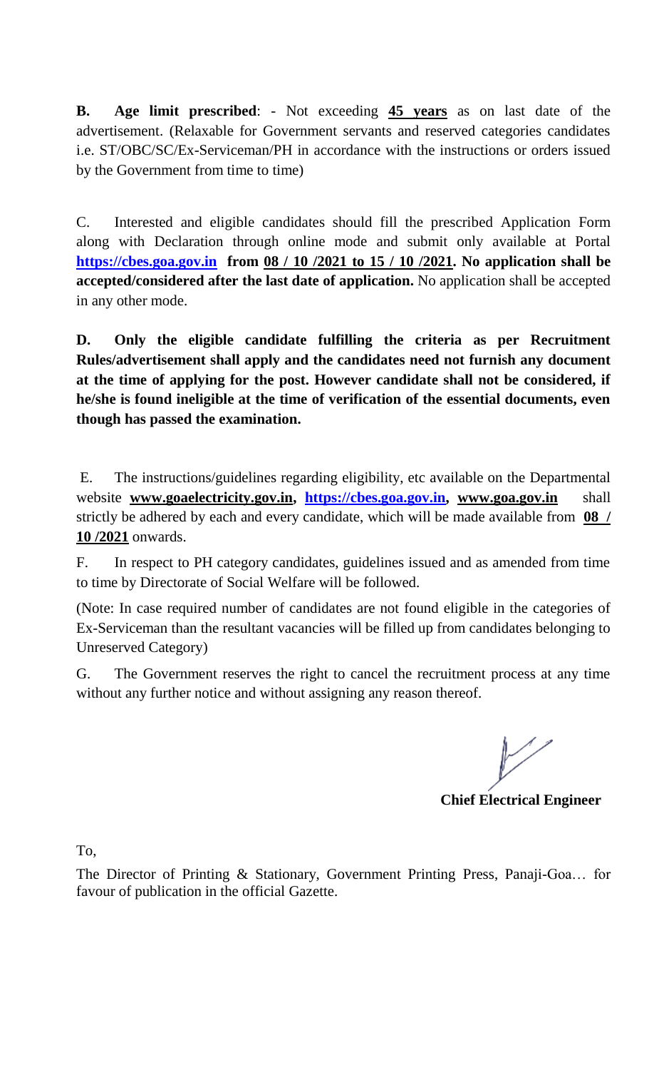**B. Age limit prescribed**: - Not exceeding **45 years** as on last date of the advertisement. (Relaxable for Government servants and reserved categories candidates i.e. ST/OBC/SC/Ex-Serviceman/PH in accordance with the instructions or orders issued by the Government from time to time)

C. Interested and eligible candidates should fill the prescribed Application Form along with Declaration through online mode and submit only available at Portal **https://cbes.goa.gov.in from 08 / 10 /2021 to 15 / 10 /2021. No application shall be accepted/considered after the last date of application.** No application shall be accepted in any other mode.

**D. Only the eligible candidate fulfilling the criteria as per Recruitment Rules/advertisement shall apply and the candidates need not furnish any document at the time of applying for the post. However candidate shall not be considered, if he/she is found ineligible at the time of verification of the essential documents, even though has passed the examination.**

E. The instructions/guidelines regarding eligibility, etc available on the Departmental website **www.goaelectricity.gov.in, https://cbes.goa.gov.in, www.goa.gov.in** shall strictly be adhered by each and every candidate, which will be made available from **08 / 10 /2021** onwards.

F. In respect to PH category candidates, guidelines issued and as amended from time to time by Directorate of Social Welfare will be followed.

(Note: In case required number of candidates are not found eligible in the categories of Ex-Serviceman than the resultant vacancies will be filled up from candidates belonging to Unreserved Category)

G. The Government reserves the right to cancel the recruitment process at any time without any further notice and without assigning any reason thereof.

**Chief Electrical Engineer**

To,

The Director of Printing & Stationary, Government Printing Press, Panaji-Goa… for favour of publication in the official Gazette.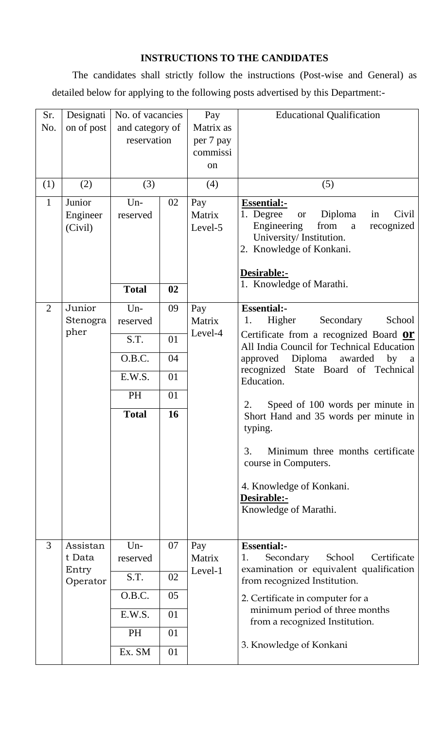**INSTRUCTIONS TO THE CANDIDATES**

The candidates shall strictly follow the instructions (Post-wise and General) as detailed below for applying to the following posts advertised by this Department:-

| Sr. No. | Designation of post | No. of vacancies and category of reservation | | Pay Matrix as per 7 pay commission | Educational Qualification |
|---|---|---|---|---|---|
| (1) | (2) | (3) | | (4) | (5) |
| 1 | Junior Engineer (Civil) | Un-reserved | 02 | Pay Matrix Level-5 | **Essential:-**<br>1. Degree or Diploma in Civil Engineering from a recognized University/ Institution.<br>2. Knowledge of Konkani.<br><br>**Desirable:-**<br>1. Knowledge of Marathi. |
| | | **Total** | **02** | | |
| 2 | Junior Stenographer | Un-reserved | 09 | Pay Matrix Level-4 | **Essential:-**<br>1. Higher Secondary School Certificate from a recognized Board **or** All India Council for Technical Education approved Diploma awarded by a recognized State Board of Technical Education.<br><br>2. Speed of 100 words per minute in Short Hand and 35 words per minute in typing.<br><br>3. Minimum three months certificate course in Computers.<br><br>4. Knowledge of Konkani.<br>**Desirable:-**<br>Knowledge of Marathi. |
| | | S.T. | 01 | | |
| | | O.B.C. | 04 | | |
| | | E.W.S. | 01 | | |
| | | PH | 01 | | |
| | | **Total** | **16** | | |
| 3 | Assistant Data Entry Operator | Un-reserved | 07 | Pay Matrix Level-1 | **Essential:-**<br>1. Secondary School Certificate examination or equivalent qualification from recognized Institution.<br><br>2. Certificate in computer for a minimum period of three months from a recognized Institution.<br><br>3. Knowledge of Konkani |
| | | S.T. | 02 | | |
| | | O.B.C. | 05 | | |
| | | E.W.S. | 01 | | |
| | | PH | 01 | | |
| | | Ex. SM | 01 | | |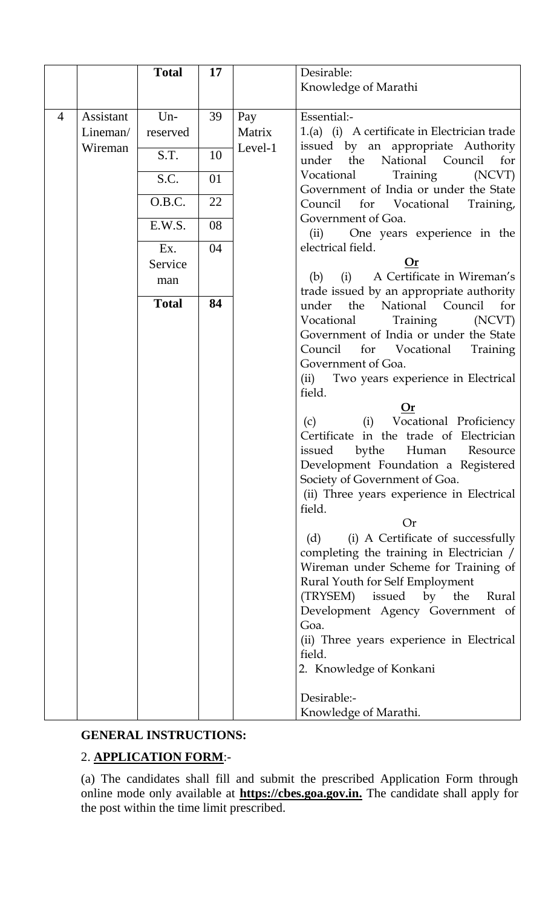| | | | | | |
|---|---|---|---|---|---|
| | | **Total** | **17** | | Desirable:<br>Knowledge of Marathi |
| 4 | Assistant Lineman/ Wireman | Un-reserved | 39 | Pay Matrix Level-1 | Essential:-<br>1.(a) (i) A certificate in Electrician trade issued by an appropriate Authority under the National Council for Vocational Training (NCVT) Government of India or under the State Council for Vocational Training, Government of Goa.<br>(ii) One years experience in the electrical field.<br>**Or**<br>(b) (i) A Certificate in Wireman's trade issued by an appropriate authority under the National Council for Vocational Training (NCVT) Government of India or under the State Council for Vocational Training Government of Goa.<br>(ii) Two years experience in Electrical field.<br>**Or**<br>(c) (i) Vocational Proficiency Certificate in the trade of Electrician issued bythe Human Resource Development Foundation a Registered Society of Government of Goa.<br>(ii) Three years experience in Electrical field.<br>Or<br>(d) (i) A Certificate of successfully completing the training in Electrician / Wireman under Scheme for Training of Rural Youth for Self Employment (TRYSEM) issued by the Rural Development Agency Government of Goa.<br>(ii) Three years experience in Electrical field.<br>2. Knowledge of Konkani<br><br>Desirable:-<br>Knowledge of Marathi. |
| | | S.T. | 10 | | |
| | | S.C. | 01 | | |
| | | O.B.C. | 22 | | |
| | | E.W.S. | 08 | | |
| | | Ex. Service man | 04 | | |
| | | **Total** | **84** | | |

**GENERAL INSTRUCTIONS:**

2. **APPLICATION FORM**:-

(a) The candidates shall fill and submit the prescribed Application Form through online mode only available at **https://cbes.goa.gov.in.** The candidate shall apply for the post within the time limit prescribed.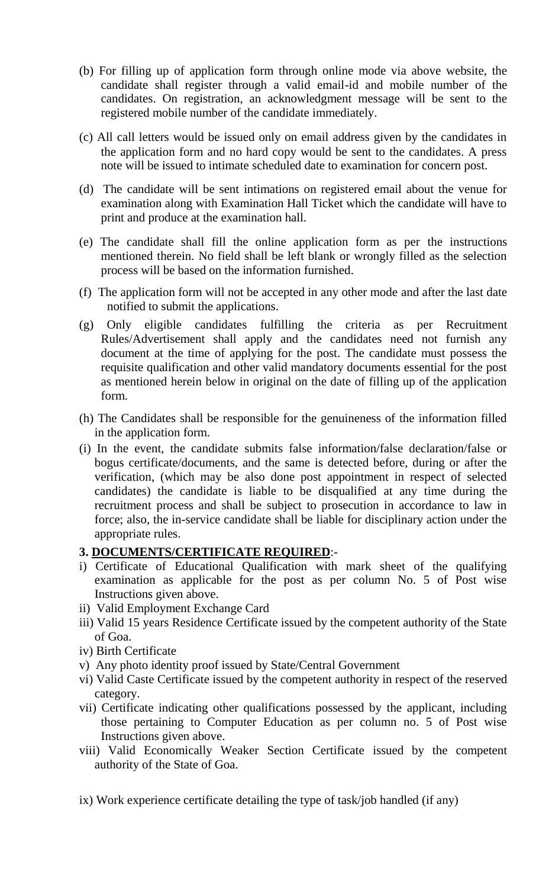(b) For filling up of application form through online mode via above website, the candidate shall register through a valid email-id and mobile number of the candidates. On registration, an acknowledgment message will be sent to the registered mobile number of the candidate immediately.

(c) All call letters would be issued only on email address given by the candidates in the application form and no hard copy would be sent to the candidates. A press note will be issued to intimate scheduled date to examination for concern post.

(d) The candidate will be sent intimations on registered email about the venue for examination along with Examination Hall Ticket which the candidate will have to print and produce at the examination hall.

(e) The candidate shall fill the online application form as per the instructions mentioned therein. No field shall be left blank or wrongly filled as the selection process will be based on the information furnished.

(f) The application form will not be accepted in any other mode and after the last date notified to submit the applications.

(g) Only eligible candidates fulfilling the criteria as per Recruitment Rules/Advertisement shall apply and the candidates need not furnish any document at the time of applying for the post. The candidate must possess the requisite qualification and other valid mandatory documents essential for the post as mentioned herein below in original on the date of filling up of the application form.

(h) The Candidates shall be responsible for the genuineness of the information filled in the application form.

(i) In the event, the candidate submits false information/false declaration/false or bogus certificate/documents, and the same is detected before, during or after the verification, (which may be also done post appointment in respect of selected candidates) the candidate is liable to be disqualified at any time during the recruitment process and shall be subject to prosecution in accordance to law in force; also, the in-service candidate shall be liable for disciplinary action under the appropriate rules.

**3. DOCUMENTS/CERTIFICATE REQUIRED**:-

i) Certificate of Educational Qualification with mark sheet of the qualifying examination as applicable for the post as per column No. 5 of Post wise Instructions given above.

ii) Valid Employment Exchange Card

iii) Valid 15 years Residence Certificate issued by the competent authority of the State of Goa.

iv) Birth Certificate

v) Any photo identity proof issued by State/Central Government

vi) Valid Caste Certificate issued by the competent authority in respect of the reserved category.

vii) Certificate indicating other qualifications possessed by the applicant, including those pertaining to Computer Education as per column no. 5 of Post wise Instructions given above.

viii) Valid Economically Weaker Section Certificate issued by the competent authority of the State of Goa.

ix) Work experience certificate detailing the type of task/job handled (if any)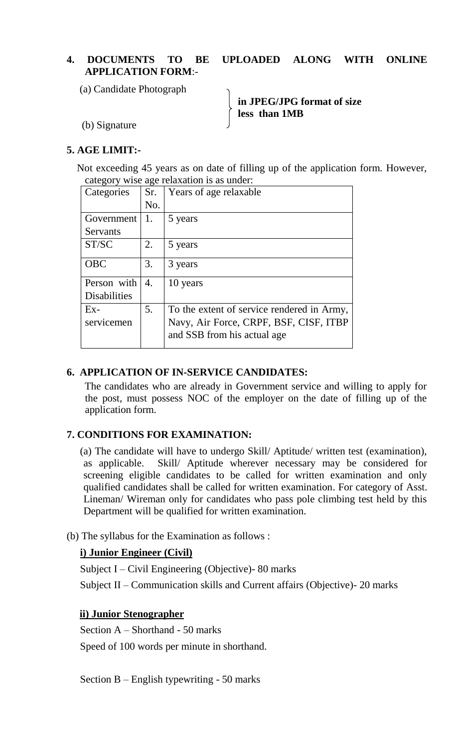## 4. DOCUMENTS TO BE UPLOADED ALONG WITH ONLINE APPLICATION FORM:-

(a) Candidate Photograph

(b) Signature

} **in JPEG/JPG format of size less than 1MB**

## 5. AGE LIMIT:-

Not exceeding 45 years as on date of filling up of the application form. However, category wise age relaxation is as under:

| Categories | Sr. No. | Years of age relaxable |
|---|---|---|
| Government Servants | 1. | 5 years |
| ST/SC | 2. | 5 years |
| OBC | 3. | 3 years |
| Person with Disabilities | 4. | 10 years |
| Ex-servicemen | 5. | To the extent of service rendered in Army, Navy, Air Force, CRPF, BSF, CISF, ITBP and SSB from his actual age |

## 6. APPLICATION OF IN-SERVICE CANDIDATES:

The candidates who are already in Government service and willing to apply for the post, must possess NOC of the employer on the date of filling up of the application form.

## 7. CONDITIONS FOR EXAMINATION:

(a) The candidate will have to undergo Skill/ Aptitude/ written test (examination), as applicable. Skill/ Aptitude wherever necessary may be considered for screening eligible candidates to be called for written examination and only qualified candidates shall be called for written examination. For category of Asst. Lineman/ Wireman only for candidates who pass pole climbing test held by this Department will be qualified for written examination.

(b) The syllabus for the Examination as follows :

**i) Junior Engineer (Civil)**

Subject I – Civil Engineering (Objective)- 80 marks

Subject II – Communication skills and Current affairs (Objective)- 20 marks

**ii) Junior Stenographer**

Section A – Shorthand - 50 marks

Speed of 100 words per minute in shorthand.

Section B – English typewriting - 50 marks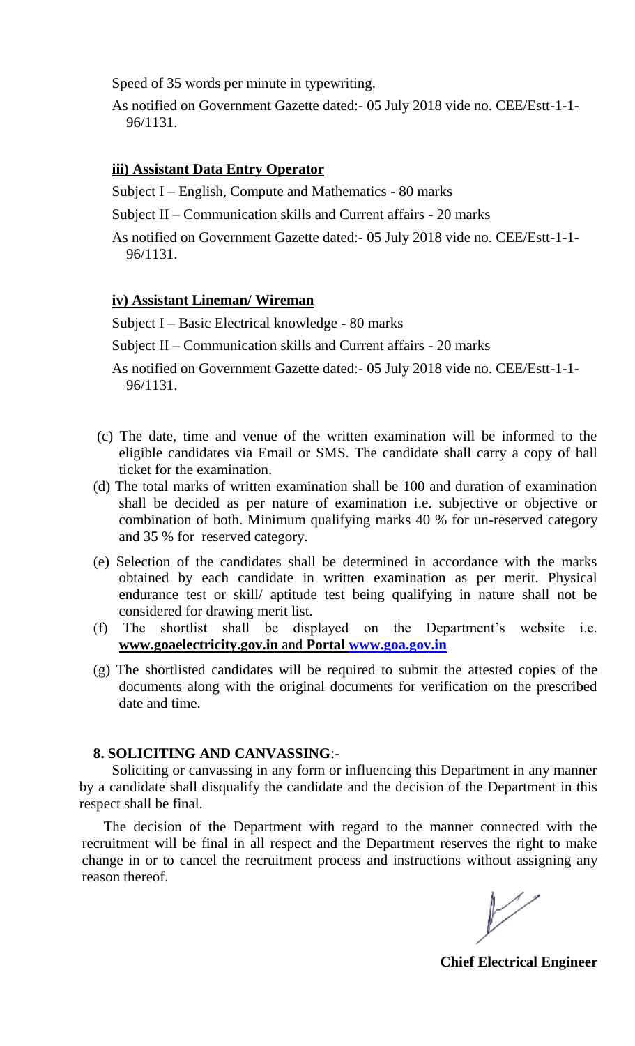Speed of 35 words per minute in typewriting.

As notified on Government Gazette dated:- 05 July 2018 vide no. CEE/Estt-1-1-96/1131.

**iii) Assistant Data Entry Operator**

Subject I – English, Compute and Mathematics - 80 marks

Subject II – Communication skills and Current affairs - 20 marks

As notified on Government Gazette dated:- 05 July 2018 vide no. CEE/Estt-1-1-96/1131.

**iv) Assistant Lineman/ Wireman**

Subject I – Basic Electrical knowledge - 80 marks

Subject II – Communication skills and Current affairs - 20 marks

As notified on Government Gazette dated:- 05 July 2018 vide no. CEE/Estt-1-1-96/1131.

(c) The date, time and venue of the written examination will be informed to the eligible candidates via Email or SMS. The candidate shall carry a copy of hall ticket for the examination.

(d) The total marks of written examination shall be 100 and duration of examination shall be decided as per nature of examination i.e. subjective or objective or combination of both. Minimum qualifying marks 40 % for un-reserved category and 35 % for reserved category.

(e) Selection of the candidates shall be determined in accordance with the marks obtained by each candidate in written examination as per merit. Physical endurance test or skill/ aptitude test being qualifying in nature shall not be considered for drawing merit list.

(f) The shortlist shall be displayed on the Department's website i.e. **www.goaelectricity.gov.in** and **Portal www.goa.gov.in**

(g) The shortlisted candidates will be required to submit the attested copies of the documents along with the original documents for verification on the prescribed date and time.

**8. SOLICITING AND CANVASSING**:-

Soliciting or canvassing in any form or influencing this Department in any manner by a candidate shall disqualify the candidate and the decision of the Department in this respect shall be final.

The decision of the Department with regard to the manner connected with the recruitment will be final in all respect and the Department reserves the right to make change in or to cancel the recruitment process and instructions without assigning any reason thereof.

**Chief Electrical Engineer**